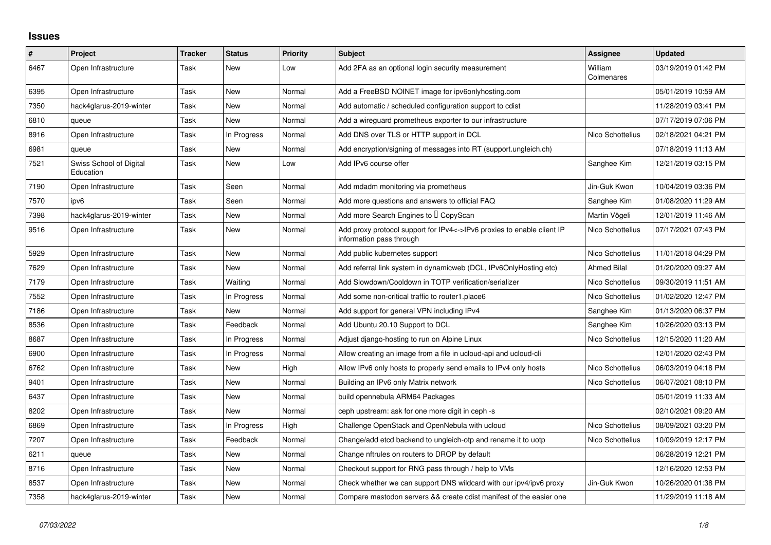## Issues

| # | Project | Tracker | Status | Priority | Subject | Assignee | Updated |
|---|---|---|---|---|---|---|---|
| 6467 | Open Infrastructure | Task | New | Low | Add 2FA as an optional login security measurement | William Colmenares | 03/19/2019 01:42 PM |
| 6395 | Open Infrastructure | Task | New | Normal | Add a FreeBSD NOINET image for ipv6onlyhosting.com | | 05/01/2019 10:59 AM |
| 7350 | hack4glarus-2019-winter | Task | New | Normal | Add automatic / scheduled configuration support to cdist | | 11/28/2019 03:41 PM |
| 6810 | queue | Task | New | Normal | Add a wireguard prometheus exporter to our infrastructure | | 07/17/2019 07:06 PM |
| 8916 | Open Infrastructure | Task | In Progress | Normal | Add DNS over TLS or HTTP support in DCL | Nico Schottelius | 02/18/2021 04:21 PM |
| 6981 | queue | Task | New | Normal | Add encryption/signing of messages into RT (support.ungleich.ch) | | 07/18/2019 11:13 AM |
| 7521 | Swiss School of Digital Education | Task | New | Low | Add IPv6 course offer | Sanghee Kim | 12/21/2019 03:15 PM |
| 7190 | Open Infrastructure | Task | Seen | Normal | Add mdadm monitoring via prometheus | Jin-Guk Kwon | 10/04/2019 03:36 PM |
| 7570 | ipv6 | Task | Seen | Normal | Add more questions and answers to official FAQ | Sanghee Kim | 01/08/2020 11:29 AM |
| 7398 | hack4glarus-2019-winter | Task | New | Normal | Add more Search Engines to  CopyScan | Martin Vögeli | 12/01/2019 11:46 AM |
| 9516 | Open Infrastructure | Task | New | Normal | Add proxy protocol support for IPv4<->IPv6 proxies to enable client IP information pass through | Nico Schottelius | 07/17/2021 07:43 PM |
| 5929 | Open Infrastructure | Task | New | Normal | Add public kubernetes support | Nico Schottelius | 11/01/2018 04:29 PM |
| 7629 | Open Infrastructure | Task | New | Normal | Add referral link system in dynamicweb (DCL, IPv6OnlyHosting etc) | Ahmed Bilal | 01/20/2020 09:27 AM |
| 7179 | Open Infrastructure | Task | Waiting | Normal | Add Slowdown/Cooldown in TOTP verification/serializer | Nico Schottelius | 09/30/2019 11:51 AM |
| 7552 | Open Infrastructure | Task | In Progress | Normal | Add some non-critical traffic to router1.place6 | Nico Schottelius | 01/02/2020 12:47 PM |
| 7186 | Open Infrastructure | Task | New | Normal | Add support for general VPN including IPv4 | Sanghee Kim | 01/13/2020 06:37 PM |
| 8536 | Open Infrastructure | Task | Feedback | Normal | Add Ubuntu 20.10 Support to DCL | Sanghee Kim | 10/26/2020 03:13 PM |
| 8687 | Open Infrastructure | Task | In Progress | Normal | Adjust django-hosting to run on Alpine Linux | Nico Schottelius | 12/15/2020 11:20 AM |
| 6900 | Open Infrastructure | Task | In Progress | Normal | Allow creating an image from a file in ucloud-api and ucloud-cli | | 12/01/2020 02:43 PM |
| 6762 | Open Infrastructure | Task | New | High | Allow IPv6 only hosts to properly send emails to IPv4 only hosts | Nico Schottelius | 06/03/2019 04:18 PM |
| 9401 | Open Infrastructure | Task | New | Normal | Building an IPv6 only Matrix network | Nico Schottelius | 06/07/2021 08:10 PM |
| 6437 | Open Infrastructure | Task | New | Normal | build opennebula ARM64 Packages | | 05/01/2019 11:33 AM |
| 8202 | Open Infrastructure | Task | New | Normal | ceph upstream: ask for one more digit in ceph -s | | 02/10/2021 09:20 AM |
| 6869 | Open Infrastructure | Task | In Progress | High | Challenge OpenStack and OpenNebula with ucloud | Nico Schottelius | 08/09/2021 03:20 PM |
| 7207 | Open Infrastructure | Task | Feedback | Normal | Change/add etcd backend to ungleich-otp and rename it to uotp | Nico Schottelius | 10/09/2019 12:17 PM |
| 6211 | queue | Task | New | Normal | Change nftrules on routers to DROP by default | | 06/28/2019 12:21 PM |
| 8716 | Open Infrastructure | Task | New | Normal | Checkout support for RNG pass through / help to VMs | | 12/16/2020 12:53 PM |
| 8537 | Open Infrastructure | Task | New | Normal | Check whether we can support DNS wildcard with our ipv4/ipv6 proxy | Jin-Guk Kwon | 10/26/2020 01:38 PM |
| 7358 | hack4glarus-2019-winter | Task | New | Normal | Compare mastodon servers && create cdist manifest of the easier one | | 11/29/2019 11:18 AM |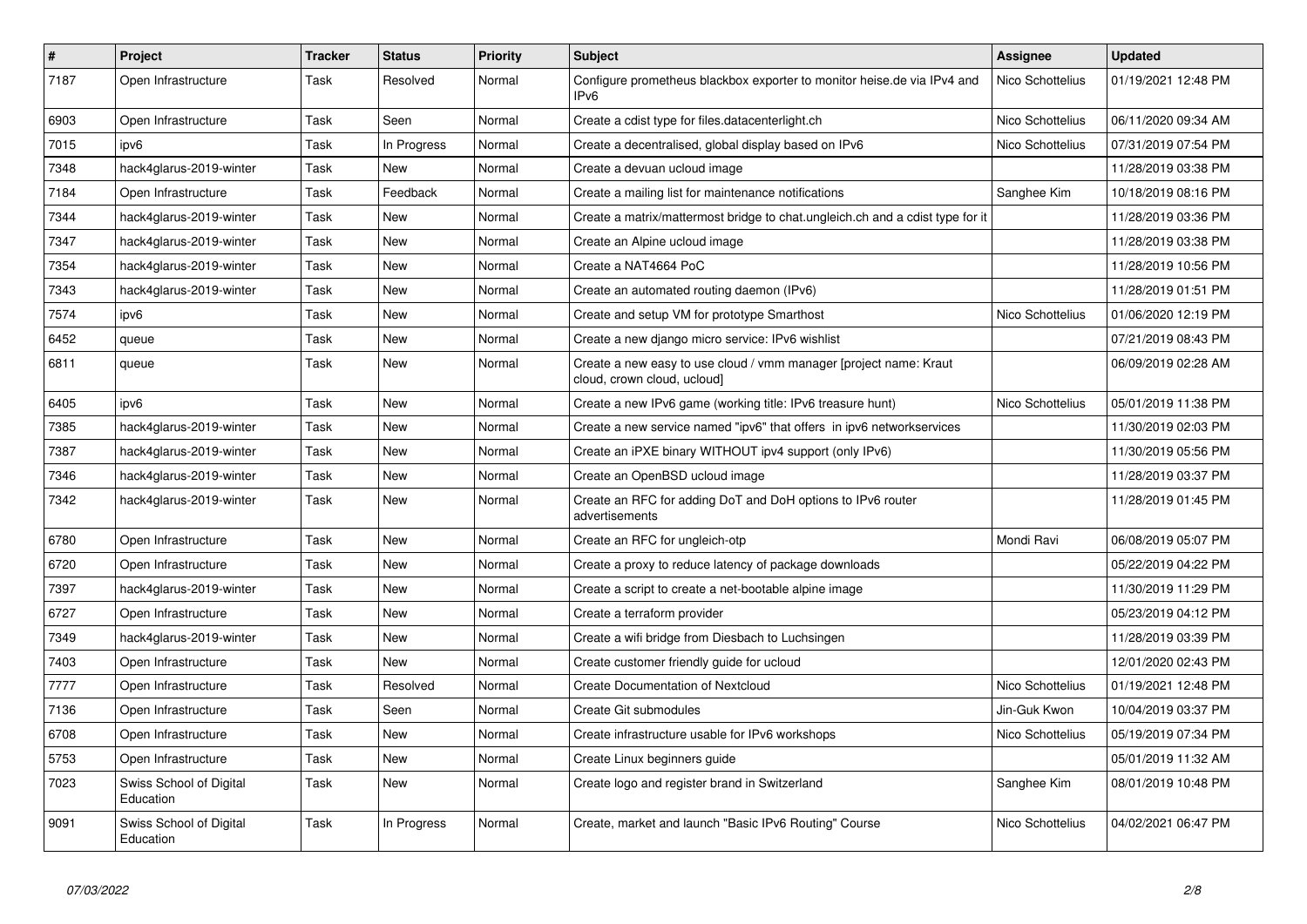| # | Project | Tracker | Status | Priority | Subject | Assignee | Updated |
| --- | --- | --- | --- | --- | --- | --- | --- |
| 7187 | Open Infrastructure | Task | Resolved | Normal | Configure prometheus blackbox exporter to monitor heise.de via IPv4 and IPv6 | Nico Schottelius | 01/19/2021 12:48 PM |
| 6903 | Open Infrastructure | Task | Seen | Normal | Create a cdist type for files.datacenterlight.ch | Nico Schottelius | 06/11/2020 09:34 AM |
| 7015 | ipv6 | Task | In Progress | Normal | Create a decentralised, global display based on IPv6 | Nico Schottelius | 07/31/2019 07:54 PM |
| 7348 | hack4glarus-2019-winter | Task | New | Normal | Create a devuan ucloud image | | 11/28/2019 03:38 PM |
| 7184 | Open Infrastructure | Task | Feedback | Normal | Create a mailing list for maintenance notifications | Sanghee Kim | 10/18/2019 08:16 PM |
| 7344 | hack4glarus-2019-winter | Task | New | Normal | Create a matrix/mattermost bridge to chat.ungleich.ch and a cdist type for it | | 11/28/2019 03:36 PM |
| 7347 | hack4glarus-2019-winter | Task | New | Normal | Create an Alpine ucloud image | | 11/28/2019 03:38 PM |
| 7354 | hack4glarus-2019-winter | Task | New | Normal | Create a NAT4664 PoC | | 11/28/2019 10:56 PM |
| 7343 | hack4glarus-2019-winter | Task | New | Normal | Create an automated routing daemon (IPv6) | | 11/28/2019 01:51 PM |
| 7574 | ipv6 | Task | New | Normal | Create and setup VM for prototype Smarthost | Nico Schottelius | 01/06/2020 12:19 PM |
| 6452 | queue | Task | New | Normal | Create a new django micro service: IPv6 wishlist | | 07/21/2019 08:43 PM |
| 6811 | queue | Task | New | Normal | Create a new easy to use cloud / vmm manager [project name: Kraut cloud, crown cloud, ucloud] | | 06/09/2019 02:28 AM |
| 6405 | ipv6 | Task | New | Normal | Create a new IPv6 game (working title: IPv6 treasure hunt) | Nico Schottelius | 05/01/2019 11:38 PM |
| 7385 | hack4glarus-2019-winter | Task | New | Normal | Create a new service named "ipv6" that offers in ipv6 networkservices | | 11/30/2019 02:03 PM |
| 7387 | hack4glarus-2019-winter | Task | New | Normal | Create an iPXE binary WITHOUT ipv4 support (only IPv6) | | 11/30/2019 05:56 PM |
| 7346 | hack4glarus-2019-winter | Task | New | Normal | Create an OpenBSD ucloud image | | 11/28/2019 03:37 PM |
| 7342 | hack4glarus-2019-winter | Task | New | Normal | Create an RFC for adding DoT and DoH options to IPv6 router advertisements | | 11/28/2019 01:45 PM |
| 6780 | Open Infrastructure | Task | New | Normal | Create an RFC for ungleich-otp | Mondi Ravi | 06/08/2019 05:07 PM |
| 6720 | Open Infrastructure | Task | New | Normal | Create a proxy to reduce latency of package downloads | | 05/22/2019 04:22 PM |
| 7397 | hack4glarus-2019-winter | Task | New | Normal | Create a script to create a net-bootable alpine image | | 11/30/2019 11:29 PM |
| 6727 | Open Infrastructure | Task | New | Normal | Create a terraform provider | | 05/23/2019 04:12 PM |
| 7349 | hack4glarus-2019-winter | Task | New | Normal | Create a wifi bridge from Diesbach to Luchsingen | | 11/28/2019 03:39 PM |
| 7403 | Open Infrastructure | Task | New | Normal | Create customer friendly guide for ucloud | | 12/01/2020 02:43 PM |
| 7777 | Open Infrastructure | Task | Resolved | Normal | Create Documentation of Nextcloud | Nico Schottelius | 01/19/2021 12:48 PM |
| 7136 | Open Infrastructure | Task | Seen | Normal | Create Git submodules | Jin-Guk Kwon | 10/04/2019 03:37 PM |
| 6708 | Open Infrastructure | Task | New | Normal | Create infrastructure usable for IPv6 workshops | Nico Schottelius | 05/19/2019 07:34 PM |
| 5753 | Open Infrastructure | Task | New | Normal | Create Linux beginners guide | | 05/01/2019 11:32 AM |
| 7023 | Swiss School of Digital Education | Task | New | Normal | Create logo and register brand in Switzerland | Sanghee Kim | 08/01/2019 10:48 PM |
| 9091 | Swiss School of Digital Education | Task | In Progress | Normal | Create, market and launch "Basic IPv6 Routing" Course | Nico Schottelius | 04/02/2021 06:47 PM |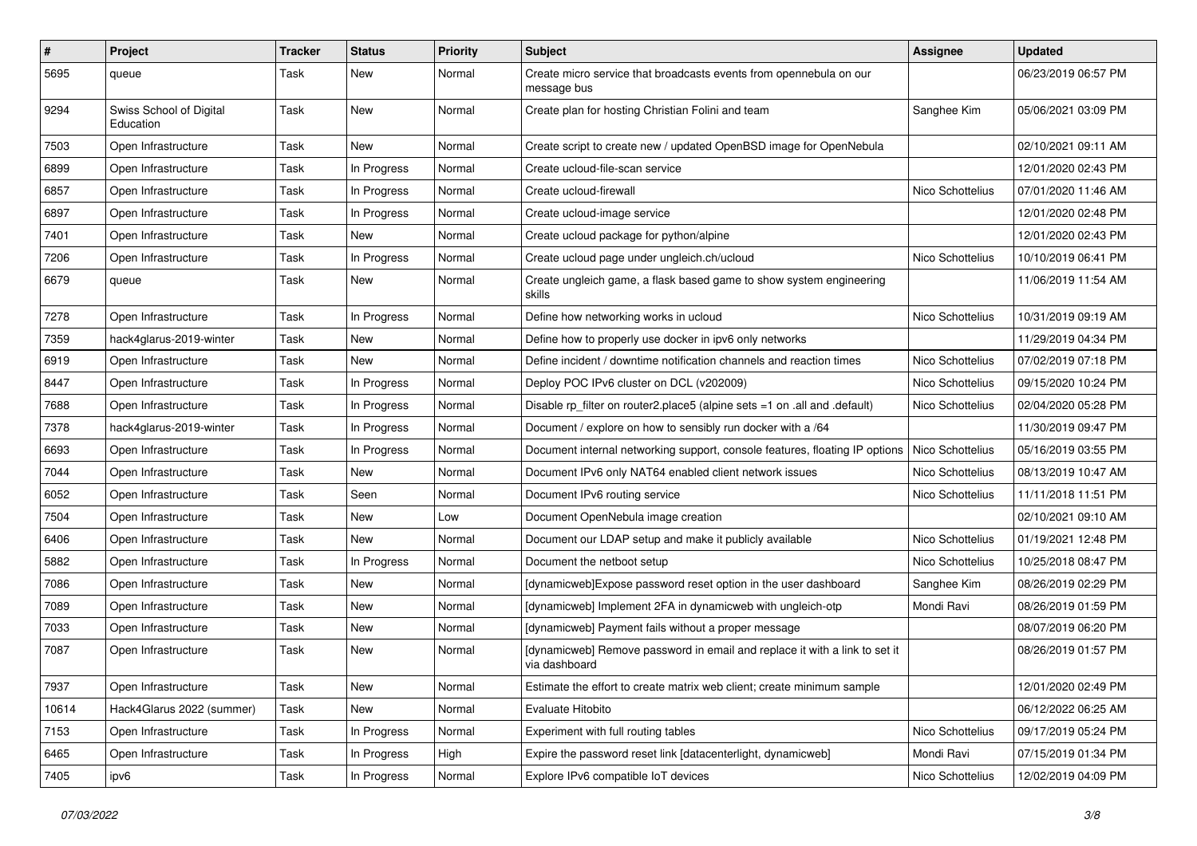| # | Project | Tracker | Status | Priority | Subject | Assignee | Updated |
|---|---|---|---|---|---|---|---|
| 5695 | queue | Task | New | Normal | Create micro service that broadcasts events from opennebula on our message bus | | 06/23/2019 06:57 PM |
| 9294 | Swiss School of Digital Education | Task | New | Normal | Create plan for hosting Christian Folini and team | Sanghee Kim | 05/06/2021 03:09 PM |
| 7503 | Open Infrastructure | Task | New | Normal | Create script to create new / updated OpenBSD image for OpenNebula | | 02/10/2021 09:11 AM |
| 6899 | Open Infrastructure | Task | In Progress | Normal | Create ucloud-file-scan service | | 12/01/2020 02:43 PM |
| 6857 | Open Infrastructure | Task | In Progress | Normal | Create ucloud-firewall | Nico Schottelius | 07/01/2020 11:46 AM |
| 6897 | Open Infrastructure | Task | In Progress | Normal | Create ucloud-image service | | 12/01/2020 02:48 PM |
| 7401 | Open Infrastructure | Task | New | Normal | Create ucloud package for python/alpine | | 12/01/2020 02:43 PM |
| 7206 | Open Infrastructure | Task | In Progress | Normal | Create ucloud page under ungleich.ch/ucloud | Nico Schottelius | 10/10/2019 06:41 PM |
| 6679 | queue | Task | New | Normal | Create ungleich game, a flask based game to show system engineering skills | | 11/06/2019 11:54 AM |
| 7278 | Open Infrastructure | Task | In Progress | Normal | Define how networking works in ucloud | Nico Schottelius | 10/31/2019 09:19 AM |
| 7359 | hack4glarus-2019-winter | Task | New | Normal | Define how to properly use docker in ipv6 only networks | | 11/29/2019 04:34 PM |
| 6919 | Open Infrastructure | Task | New | Normal | Define incident / downtime notification channels and reaction times | Nico Schottelius | 07/02/2019 07:18 PM |
| 8447 | Open Infrastructure | Task | In Progress | Normal | Deploy POC IPv6 cluster on DCL (v202009) | Nico Schottelius | 09/15/2020 10:24 PM |
| 7688 | Open Infrastructure | Task | In Progress | Normal | Disable rp_filter on router2.place5 (alpine sets =1 on .all and .default) | Nico Schottelius | 02/04/2020 05:28 PM |
| 7378 | hack4glarus-2019-winter | Task | In Progress | Normal | Document / explore on how to sensibly run docker with a /64 | | 11/30/2019 09:47 PM |
| 6693 | Open Infrastructure | Task | In Progress | Normal | Document internal networking support, console features, floating IP options | Nico Schottelius | 05/16/2019 03:55 PM |
| 7044 | Open Infrastructure | Task | New | Normal | Document IPv6 only NAT64 enabled client network issues | Nico Schottelius | 08/13/2019 10:47 AM |
| 6052 | Open Infrastructure | Task | Seen | Normal | Document IPv6 routing service | Nico Schottelius | 11/11/2018 11:51 PM |
| 7504 | Open Infrastructure | Task | New | Low | Document OpenNebula image creation | | 02/10/2021 09:10 AM |
| 6406 | Open Infrastructure | Task | New | Normal | Document our LDAP setup and make it publicly available | Nico Schottelius | 01/19/2021 12:48 PM |
| 5882 | Open Infrastructure | Task | In Progress | Normal | Document the netboot setup | Nico Schottelius | 10/25/2018 08:47 PM |
| 7086 | Open Infrastructure | Task | New | Normal | [dynamicweb]Expose password reset option in the user dashboard | Sanghee Kim | 08/26/2019 02:29 PM |
| 7089 | Open Infrastructure | Task | New | Normal | [dynamicweb] Implement 2FA in dynamicweb with ungleich-otp | Mondi Ravi | 08/26/2019 01:59 PM |
| 7033 | Open Infrastructure | Task | New | Normal | [dynamicweb] Payment fails without a proper message | | 08/07/2019 06:20 PM |
| 7087 | Open Infrastructure | Task | New | Normal | [dynamicweb] Remove password in email and replace it with a link to set it via dashboard | | 08/26/2019 01:57 PM |
| 7937 | Open Infrastructure | Task | New | Normal | Estimate the effort to create matrix web client; create minimum sample | | 12/01/2020 02:49 PM |
| 10614 | Hack4Glarus 2022 (summer) | Task | New | Normal | Evaluate Hitobito | | 06/12/2022 06:25 AM |
| 7153 | Open Infrastructure | Task | In Progress | Normal | Experiment with full routing tables | Nico Schottelius | 09/17/2019 05:24 PM |
| 6465 | Open Infrastructure | Task | In Progress | High | Expire the password reset link [datacenterlight, dynamicweb] | Mondi Ravi | 07/15/2019 01:34 PM |
| 7405 | ipv6 | Task | In Progress | Normal | Explore IPv6 compatible IoT devices | Nico Schottelius | 12/02/2019 04:09 PM |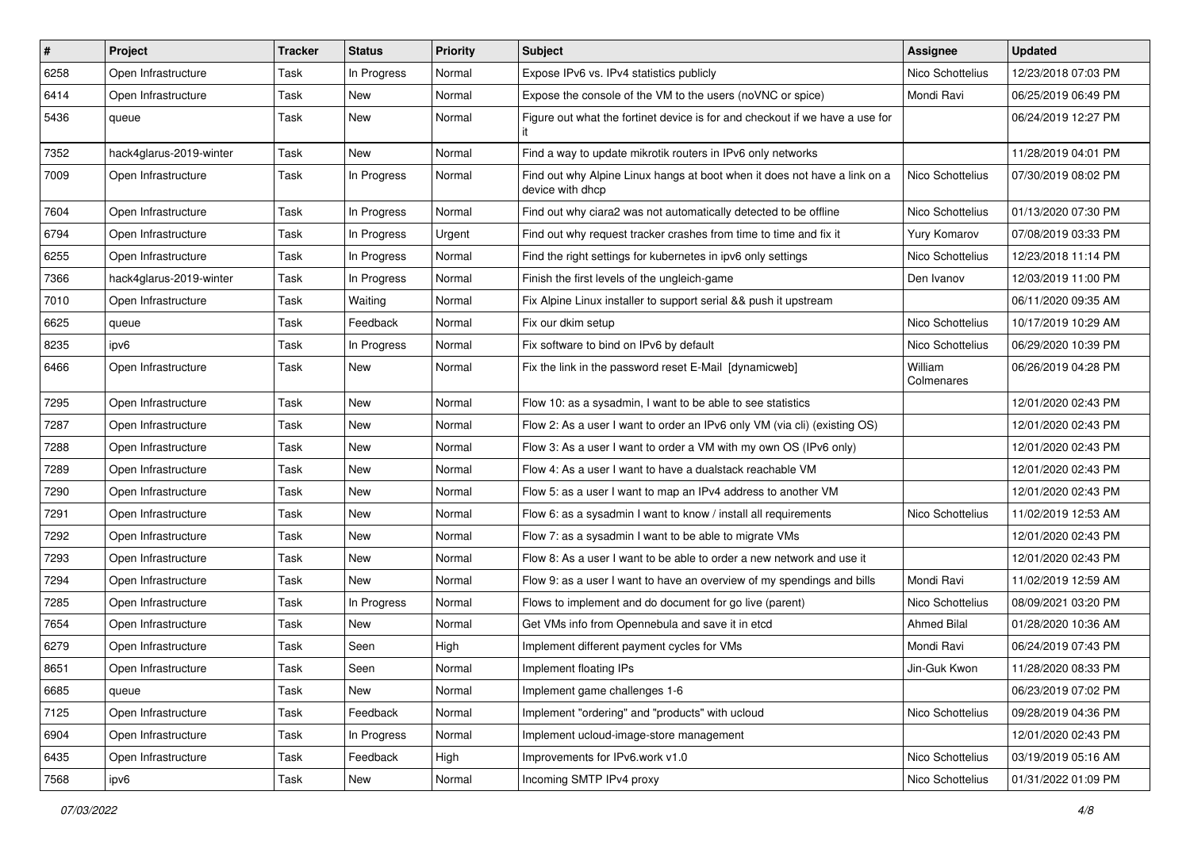| # | Project | Tracker | Status | Priority | Subject | Assignee | Updated |
|---|---|---|---|---|---|---|---|
| 6258 | Open Infrastructure | Task | In Progress | Normal | Expose IPv6 vs. IPv4 statistics publicly | Nico Schottelius | 12/23/2018 07:03 PM |
| 6414 | Open Infrastructure | Task | New | Normal | Expose the console of the VM to the users (noVNC or spice) | Mondi Ravi | 06/25/2019 06:49 PM |
| 5436 | queue | Task | New | Normal | Figure out what the fortinet device is for and checkout if we have a use for it | | 06/24/2019 12:27 PM |
| 7352 | hack4glarus-2019-winter | Task | New | Normal | Find a way to update mikrotik routers in IPv6 only networks | | 11/28/2019 04:01 PM |
| 7009 | Open Infrastructure | Task | In Progress | Normal | Find out why Alpine Linux hangs at boot when it does not have a link on a device with dhcp | Nico Schottelius | 07/30/2019 08:02 PM |
| 7604 | Open Infrastructure | Task | In Progress | Normal | Find out why ciara2 was not automatically detected to be offline | Nico Schottelius | 01/13/2020 07:30 PM |
| 6794 | Open Infrastructure | Task | In Progress | Urgent | Find out why request tracker crashes from time to time and fix it | Yury Komarov | 07/08/2019 03:33 PM |
| 6255 | Open Infrastructure | Task | In Progress | Normal | Find the right settings for kubernetes in ipv6 only settings | Nico Schottelius | 12/23/2018 11:14 PM |
| 7366 | hack4glarus-2019-winter | Task | In Progress | Normal | Finish the first levels of the ungleich-game | Den Ivanov | 12/03/2019 11:00 PM |
| 7010 | Open Infrastructure | Task | Waiting | Normal | Fix Alpine Linux installer to support serial && push it upstream | | 06/11/2020 09:35 AM |
| 6625 | queue | Task | Feedback | Normal | Fix our dkim setup | Nico Schottelius | 10/17/2019 10:29 AM |
| 8235 | ipv6 | Task | In Progress | Normal | Fix software to bind on IPv6 by default | Nico Schottelius | 06/29/2020 10:39 PM |
| 6466 | Open Infrastructure | Task | New | Normal | Fix the link in the password reset E-Mail [dynamicweb] | William Colmenares | 06/26/2019 04:28 PM |
| 7295 | Open Infrastructure | Task | New | Normal | Flow 10: as a sysadmin, I want to be able to see statistics | | 12/01/2020 02:43 PM |
| 7287 | Open Infrastructure | Task | New | Normal | Flow 2: As a user I want to order an IPv6 only VM (via cli) (existing OS) | | 12/01/2020 02:43 PM |
| 7288 | Open Infrastructure | Task | New | Normal | Flow 3: As a user I want to order a VM with my own OS (IPv6 only) | | 12/01/2020 02:43 PM |
| 7289 | Open Infrastructure | Task | New | Normal | Flow 4: As a user I want to have a dualstack reachable VM | | 12/01/2020 02:43 PM |
| 7290 | Open Infrastructure | Task | New | Normal | Flow 5: as a user I want to map an IPv4 address to another VM | | 12/01/2020 02:43 PM |
| 7291 | Open Infrastructure | Task | New | Normal | Flow 6: as a sysadmin I want to know / install all requirements | Nico Schottelius | 11/02/2019 12:53 AM |
| 7292 | Open Infrastructure | Task | New | Normal | Flow 7: as a sysadmin I want to be able to migrate VMs | | 12/01/2020 02:43 PM |
| 7293 | Open Infrastructure | Task | New | Normal | Flow 8: As a user I want to be able to order a new network and use it | | 12/01/2020 02:43 PM |
| 7294 | Open Infrastructure | Task | New | Normal | Flow 9: as a user I want to have an overview of my spendings and bills | Mondi Ravi | 11/02/2019 12:59 AM |
| 7285 | Open Infrastructure | Task | In Progress | Normal | Flows to implement and do document for go live (parent) | Nico Schottelius | 08/09/2021 03:20 PM |
| 7654 | Open Infrastructure | Task | New | Normal | Get VMs info from Opennebula and save it in etcd | Ahmed Bilal | 01/28/2020 10:36 AM |
| 6279 | Open Infrastructure | Task | Seen | High | Implement different payment cycles for VMs | Mondi Ravi | 06/24/2019 07:43 PM |
| 8651 | Open Infrastructure | Task | Seen | Normal | Implement floating IPs | Jin-Guk Kwon | 11/28/2020 08:33 PM |
| 6685 | queue | Task | New | Normal | Implement game challenges 1-6 | | 06/23/2019 07:02 PM |
| 7125 | Open Infrastructure | Task | Feedback | Normal | Implement "ordering" and "products" with ucloud | Nico Schottelius | 09/28/2019 04:36 PM |
| 6904 | Open Infrastructure | Task | In Progress | Normal | Implement ucloud-image-store management | | 12/01/2020 02:43 PM |
| 6435 | Open Infrastructure | Task | Feedback | High | Improvements for IPv6.work v1.0 | Nico Schottelius | 03/19/2019 05:16 AM |
| 7568 | ipv6 | Task | New | Normal | Incoming SMTP IPv4 proxy | Nico Schottelius | 01/31/2022 01:09 PM |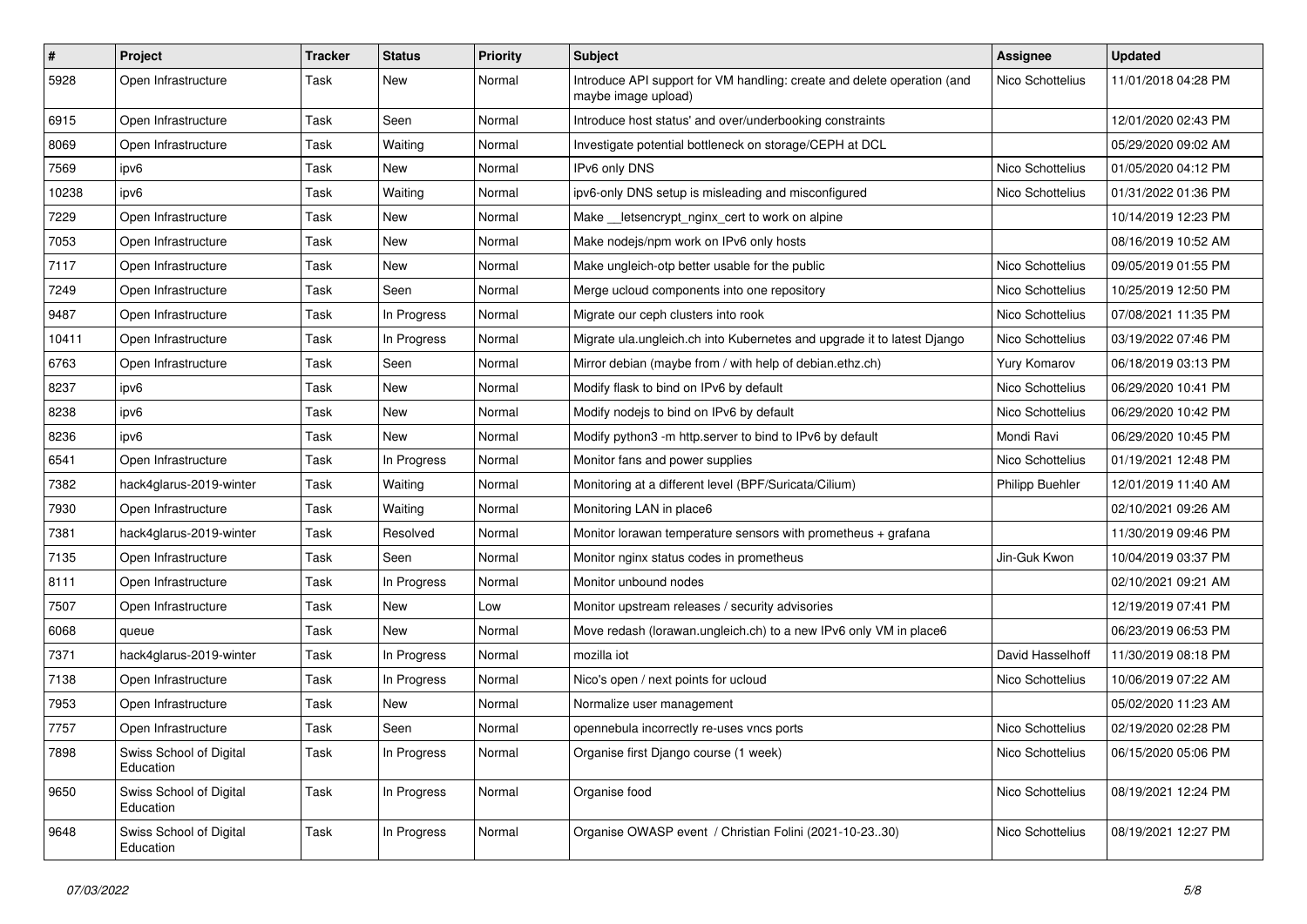| # | Project | Tracker | Status | Priority | Subject | Assignee | Updated |
|---|---|---|---|---|---|---|---|
| 5928 | Open Infrastructure | Task | New | Normal | Introduce API support for VM handling: create and delete operation (and maybe image upload) | Nico Schottelius | 11/01/2018 04:28 PM |
| 6915 | Open Infrastructure | Task | Seen | Normal | Introduce host status' and over/underbooking constraints | | 12/01/2020 02:43 PM |
| 8069 | Open Infrastructure | Task | Waiting | Normal | Investigate potential bottleneck on storage/CEPH at DCL | | 05/29/2020 09:02 AM |
| 7569 | ipv6 | Task | New | Normal | IPv6 only DNS | Nico Schottelius | 01/05/2020 04:12 PM |
| 10238 | ipv6 | Task | Waiting | Normal | ipv6-only DNS setup is misleading and misconfigured | Nico Schottelius | 01/31/2022 01:36 PM |
| 7229 | Open Infrastructure | Task | New | Normal | Make __letsencrypt_nginx_cert to work on alpine | | 10/14/2019 12:23 PM |
| 7053 | Open Infrastructure | Task | New | Normal | Make nodejs/npm work on IPv6 only hosts | | 08/16/2019 10:52 AM |
| 7117 | Open Infrastructure | Task | New | Normal | Make ungleich-otp better usable for the public | Nico Schottelius | 09/05/2019 01:55 PM |
| 7249 | Open Infrastructure | Task | Seen | Normal | Merge ucloud components into one repository | Nico Schottelius | 10/25/2019 12:50 PM |
| 9487 | Open Infrastructure | Task | In Progress | Normal | Migrate our ceph clusters into rook | Nico Schottelius | 07/08/2021 11:35 PM |
| 10411 | Open Infrastructure | Task | In Progress | Normal | Migrate ula.ungleich.ch into Kubernetes and upgrade it to latest Django | Nico Schottelius | 03/19/2022 07:46 PM |
| 6763 | Open Infrastructure | Task | Seen | Normal | Mirror debian (maybe from / with help of debian.ethz.ch) | Yury Komarov | 06/18/2019 03:13 PM |
| 8237 | ipv6 | Task | New | Normal | Modify flask to bind on IPv6 by default | Nico Schottelius | 06/29/2020 10:41 PM |
| 8238 | ipv6 | Task | New | Normal | Modify nodejs to bind on IPv6 by default | Nico Schottelius | 06/29/2020 10:42 PM |
| 8236 | ipv6 | Task | New | Normal | Modify python3 -m http.server to bind to IPv6 by default | Mondi Ravi | 06/29/2020 10:45 PM |
| 6541 | Open Infrastructure | Task | In Progress | Normal | Monitor fans and power supplies | Nico Schottelius | 01/19/2021 12:48 PM |
| 7382 | hack4glarus-2019-winter | Task | Waiting | Normal | Monitoring at a different level (BPF/Suricata/Cilium) | Philipp Buehler | 12/01/2019 11:40 AM |
| 7930 | Open Infrastructure | Task | Waiting | Normal | Monitoring LAN in place6 | | 02/10/2021 09:26 AM |
| 7381 | hack4glarus-2019-winter | Task | Resolved | Normal | Monitor lorawan temperature sensors with prometheus + grafana | | 11/30/2019 09:46 PM |
| 7135 | Open Infrastructure | Task | Seen | Normal | Monitor nginx status codes in prometheus | Jin-Guk Kwon | 10/04/2019 03:37 PM |
| 8111 | Open Infrastructure | Task | In Progress | Normal | Monitor unbound nodes | | 02/10/2021 09:21 AM |
| 7507 | Open Infrastructure | Task | New | Low | Monitor upstream releases / security advisories | | 12/19/2019 07:41 PM |
| 6068 | queue | Task | New | Normal | Move redash (lorawan.ungleich.ch) to a new IPv6 only VM in place6 | | 06/23/2019 06:53 PM |
| 7371 | hack4glarus-2019-winter | Task | In Progress | Normal | mozilla iot | David Hasselhoff | 11/30/2019 08:18 PM |
| 7138 | Open Infrastructure | Task | In Progress | Normal | Nico's open / next points for ucloud | Nico Schottelius | 10/06/2019 07:22 AM |
| 7953 | Open Infrastructure | Task | New | Normal | Normalize user management | | 05/02/2020 11:23 AM |
| 7757 | Open Infrastructure | Task | Seen | Normal | opennebula incorrectly re-uses vncs ports | Nico Schottelius | 02/19/2020 02:28 PM |
| 7898 | Swiss School of Digital Education | Task | In Progress | Normal | Organise first Django course (1 week) | Nico Schottelius | 06/15/2020 05:06 PM |
| 9650 | Swiss School of Digital Education | Task | In Progress | Normal | Organise food | Nico Schottelius | 08/19/2021 12:24 PM |
| 9648 | Swiss School of Digital Education | Task | In Progress | Normal | Organise OWASP event / Christian Folini (2021-10-23..30) | Nico Schottelius | 08/19/2021 12:27 PM |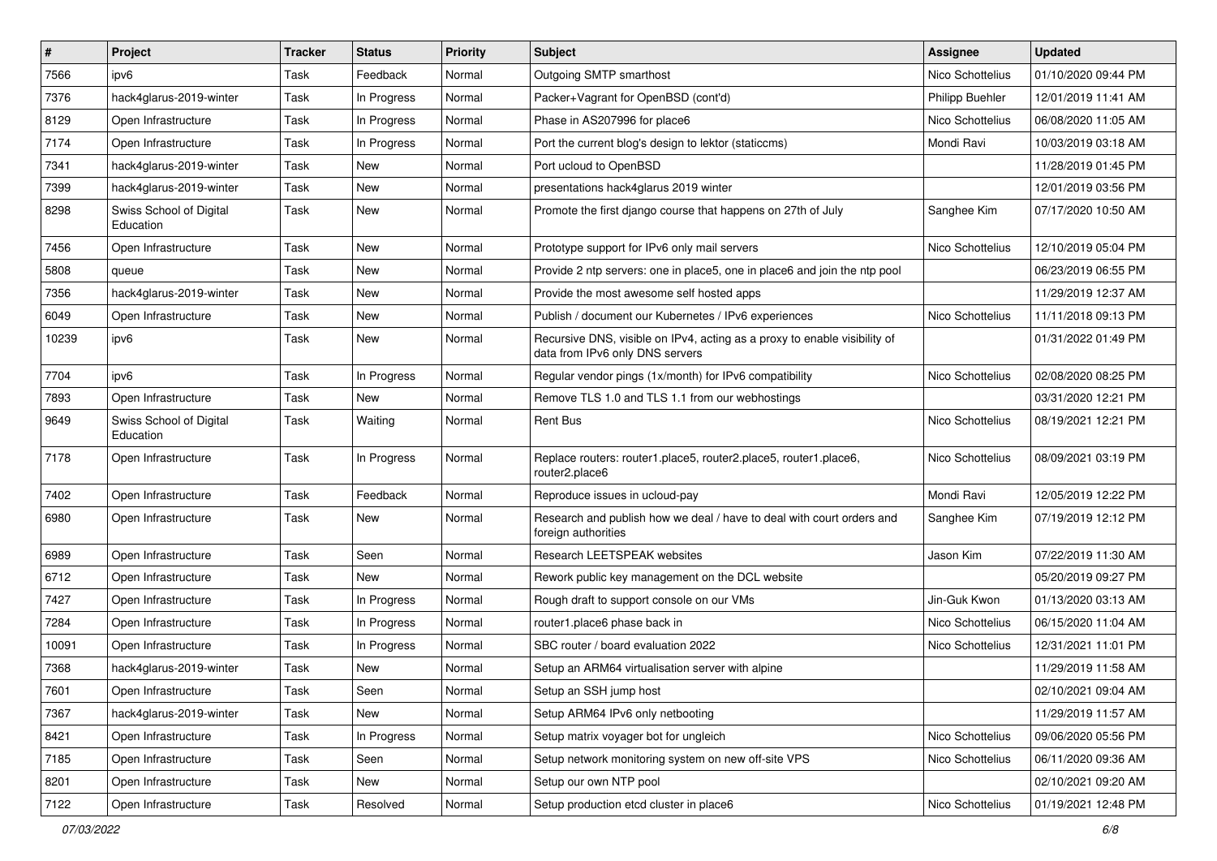| # | Project | Tracker | Status | Priority | Subject | Assignee | Updated |
|---|---|---|---|---|---|---|---|
| 7566 | ipv6 | Task | Feedback | Normal | Outgoing SMTP smarthost | Nico Schottelius | 01/10/2020 09:44 PM |
| 7376 | hack4glarus-2019-winter | Task | In Progress | Normal | Packer+Vagrant for OpenBSD (cont'd) | Philipp Buehler | 12/01/2019 11:41 AM |
| 8129 | Open Infrastructure | Task | In Progress | Normal | Phase in AS207996 for place6 | Nico Schottelius | 06/08/2020 11:05 AM |
| 7174 | Open Infrastructure | Task | In Progress | Normal | Port the current blog's design to lektor (staticcms) | Mondi Ravi | 10/03/2019 03:18 AM |
| 7341 | hack4glarus-2019-winter | Task | New | Normal | Port ucloud to OpenBSD | | 11/28/2019 01:45 PM |
| 7399 | hack4glarus-2019-winter | Task | New | Normal | presentations hack4glarus 2019 winter | | 12/01/2019 03:56 PM |
| 8298 | Swiss School of Digital Education | Task | New | Normal | Promote the first django course that happens on 27th of July | Sanghee Kim | 07/17/2020 10:50 AM |
| 7456 | Open Infrastructure | Task | New | Normal | Prototype support for IPv6 only mail servers | Nico Schottelius | 12/10/2019 05:04 PM |
| 5808 | queue | Task | New | Normal | Provide 2 ntp servers: one in place5, one in place6 and join the ntp pool | | 06/23/2019 06:55 PM |
| 7356 | hack4glarus-2019-winter | Task | New | Normal | Provide the most awesome self hosted apps | | 11/29/2019 12:37 AM |
| 6049 | Open Infrastructure | Task | New | Normal | Publish / document our Kubernetes / IPv6 experiences | Nico Schottelius | 11/11/2018 09:13 PM |
| 10239 | ipv6 | Task | New | Normal | Recursive DNS, visible on IPv4, acting as a proxy to enable visibility of data from IPv6 only DNS servers | | 01/31/2022 01:49 PM |
| 7704 | ipv6 | Task | In Progress | Normal | Regular vendor pings (1x/month) for IPv6 compatibility | Nico Schottelius | 02/08/2020 08:25 PM |
| 7893 | Open Infrastructure | Task | New | Normal | Remove TLS 1.0 and TLS 1.1 from our webhostings | | 03/31/2020 12:21 PM |
| 9649 | Swiss School of Digital Education | Task | Waiting | Normal | Rent Bus | Nico Schottelius | 08/19/2021 12:21 PM |
| 7178 | Open Infrastructure | Task | In Progress | Normal | Replace routers: router1.place5, router2.place5, router1.place6, router2.place6 | Nico Schottelius | 08/09/2021 03:19 PM |
| 7402 | Open Infrastructure | Task | Feedback | Normal | Reproduce issues in ucloud-pay | Mondi Ravi | 12/05/2019 12:22 PM |
| 6980 | Open Infrastructure | Task | New | Normal | Research and publish how we deal / have to deal with court orders and foreign authorities | Sanghee Kim | 07/19/2019 12:12 PM |
| 6989 | Open Infrastructure | Task | Seen | Normal | Research LEETSPEAK websites | Jason Kim | 07/22/2019 11:30 AM |
| 6712 | Open Infrastructure | Task | New | Normal | Rework public key management on the DCL website | | 05/20/2019 09:27 PM |
| 7427 | Open Infrastructure | Task | In Progress | Normal | Rough draft to support console on our VMs | Jin-Guk Kwon | 01/13/2020 03:13 AM |
| 7284 | Open Infrastructure | Task | In Progress | Normal | router1.place6 phase back in | Nico Schottelius | 06/15/2020 11:04 AM |
| 10091 | Open Infrastructure | Task | In Progress | Normal | SBC router / board evaluation 2022 | Nico Schottelius | 12/31/2021 11:01 PM |
| 7368 | hack4glarus-2019-winter | Task | New | Normal | Setup an ARM64 virtualisation server with alpine | | 11/29/2019 11:58 AM |
| 7601 | Open Infrastructure | Task | Seen | Normal | Setup an SSH jump host | | 02/10/2021 09:04 AM |
| 7367 | hack4glarus-2019-winter | Task | New | Normal | Setup ARM64 IPv6 only netbooting | | 11/29/2019 11:57 AM |
| 8421 | Open Infrastructure | Task | In Progress | Normal | Setup matrix voyager bot for ungleich | Nico Schottelius | 09/06/2020 05:56 PM |
| 7185 | Open Infrastructure | Task | Seen | Normal | Setup network monitoring system on new off-site VPS | Nico Schottelius | 06/11/2020 09:36 AM |
| 8201 | Open Infrastructure | Task | New | Normal | Setup our own NTP pool | | 02/10/2021 09:20 AM |
| 7122 | Open Infrastructure | Task | Resolved | Normal | Setup production etcd cluster in place6 | Nico Schottelius | 01/19/2021 12:48 PM |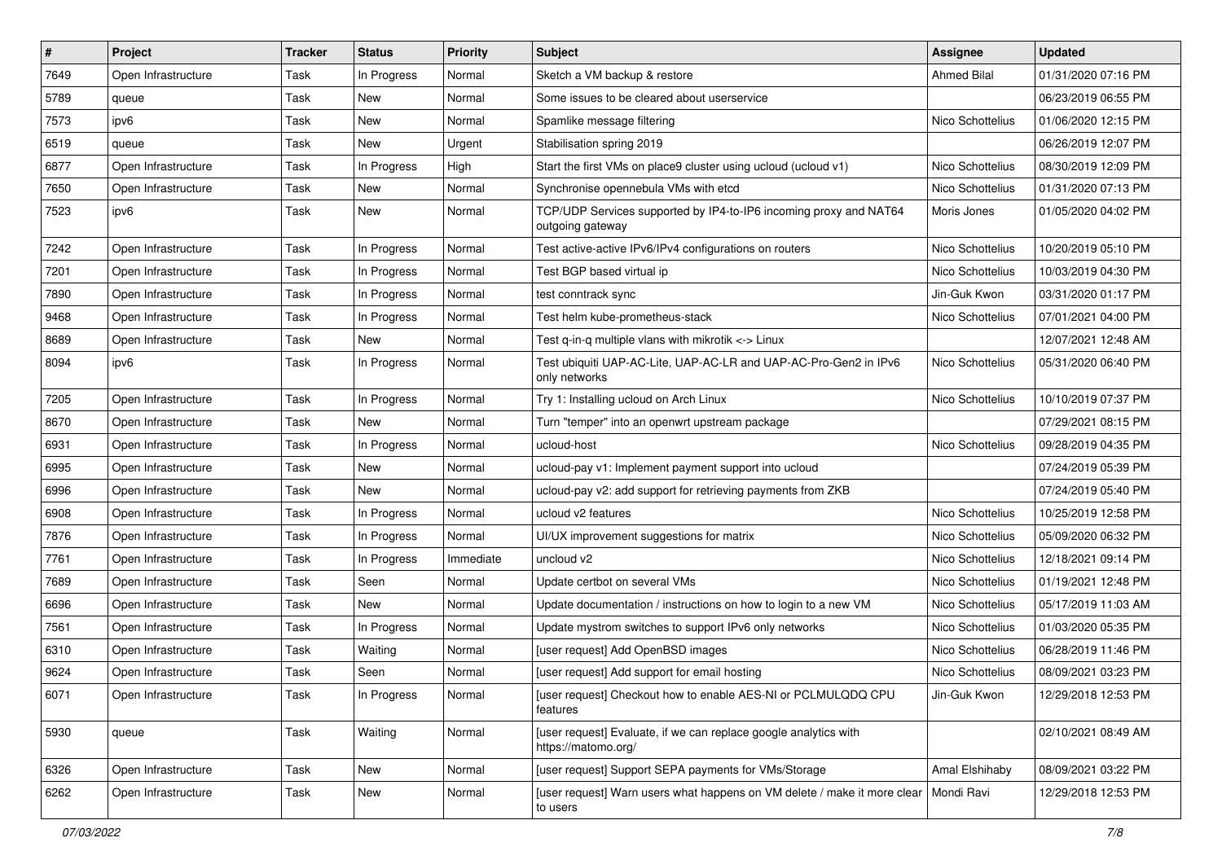| # | Project | Tracker | Status | Priority | Subject | Assignee | Updated |
| --- | --- | --- | --- | --- | --- | --- | --- |
| 7649 | Open Infrastructure | Task | In Progress | Normal | Sketch a VM backup & restore | Ahmed Bilal | 01/31/2020 07:16 PM |
| 5789 | queue | Task | New | Normal | Some issues to be cleared about userservice | | 06/23/2019 06:55 PM |
| 7573 | ipv6 | Task | New | Normal | Spamlike message filtering | Nico Schottelius | 01/06/2020 12:15 PM |
| 6519 | queue | Task | New | Urgent | Stabilisation spring 2019 | | 06/26/2019 12:07 PM |
| 6877 | Open Infrastructure | Task | In Progress | High | Start the first VMs on place9 cluster using ucloud (ucloud v1) | Nico Schottelius | 08/30/2019 12:09 PM |
| 7650 | Open Infrastructure | Task | New | Normal | Synchronise opennebula VMs with etcd | Nico Schottelius | 01/31/2020 07:13 PM |
| 7523 | ipv6 | Task | New | Normal | TCP/UDP Services supported by IP4-to-IP6 incoming proxy and NAT64 outgoing gateway | Moris Jones | 01/05/2020 04:02 PM |
| 7242 | Open Infrastructure | Task | In Progress | Normal | Test active-active IPv6/IPv4 configurations on routers | Nico Schottelius | 10/20/2019 05:10 PM |
| 7201 | Open Infrastructure | Task | In Progress | Normal | Test BGP based virtual ip | Nico Schottelius | 10/03/2019 04:30 PM |
| 7890 | Open Infrastructure | Task | In Progress | Normal | test conntrack sync | Jin-Guk Kwon | 03/31/2020 01:17 PM |
| 9468 | Open Infrastructure | Task | In Progress | Normal | Test helm kube-prometheus-stack | Nico Schottelius | 07/01/2021 04:00 PM |
| 8689 | Open Infrastructure | Task | New | Normal | Test q-in-q multiple vlans with mikrotik <-> Linux | | 12/07/2021 12:48 AM |
| 8094 | ipv6 | Task | In Progress | Normal | Test ubiquiti UAP-AC-Lite, UAP-AC-LR and UAP-AC-Pro-Gen2 in IPv6 only networks | Nico Schottelius | 05/31/2020 06:40 PM |
| 7205 | Open Infrastructure | Task | In Progress | Normal | Try 1: Installing ucloud on Arch Linux | Nico Schottelius | 10/10/2019 07:37 PM |
| 8670 | Open Infrastructure | Task | New | Normal | Turn "temper" into an openwrt upstream package | | 07/29/2021 08:15 PM |
| 6931 | Open Infrastructure | Task | In Progress | Normal | ucloud-host | Nico Schottelius | 09/28/2019 04:35 PM |
| 6995 | Open Infrastructure | Task | New | Normal | ucloud-pay v1: Implement payment support into ucloud | | 07/24/2019 05:39 PM |
| 6996 | Open Infrastructure | Task | New | Normal | ucloud-pay v2: add support for retrieving payments from ZKB | | 07/24/2019 05:40 PM |
| 6908 | Open Infrastructure | Task | In Progress | Normal | ucloud v2 features | Nico Schottelius | 10/25/2019 12:58 PM |
| 7876 | Open Infrastructure | Task | In Progress | Normal | UI/UX improvement suggestions for matrix | Nico Schottelius | 05/09/2020 06:32 PM |
| 7761 | Open Infrastructure | Task | In Progress | Immediate | uncloud v2 | Nico Schottelius | 12/18/2021 09:14 PM |
| 7689 | Open Infrastructure | Task | Seen | Normal | Update certbot on several VMs | Nico Schottelius | 01/19/2021 12:48 PM |
| 6696 | Open Infrastructure | Task | New | Normal | Update documentation / instructions on how to login to a new VM | Nico Schottelius | 05/17/2019 11:03 AM |
| 7561 | Open Infrastructure | Task | In Progress | Normal | Update mystrom switches to support IPv6 only networks | Nico Schottelius | 01/03/2020 05:35 PM |
| 6310 | Open Infrastructure | Task | Waiting | Normal | [user request] Add OpenBSD images | Nico Schottelius | 06/28/2019 11:46 PM |
| 9624 | Open Infrastructure | Task | Seen | Normal | [user request] Add support for email hosting | Nico Schottelius | 08/09/2021 03:23 PM |
| 6071 | Open Infrastructure | Task | In Progress | Normal | [user request] Checkout how to enable AES-NI or PCLMULQDQ CPU features | Jin-Guk Kwon | 12/29/2018 12:53 PM |
| 5930 | queue | Task | Waiting | Normal | [user request] Evaluate, if we can replace google analytics with https://matomo.org/ | | 02/10/2021 08:49 AM |
| 6326 | Open Infrastructure | Task | New | Normal | [user request] Support SEPA payments for VMs/Storage | Amal Elshihaby | 08/09/2021 03:22 PM |
| 6262 | Open Infrastructure | Task | New | Normal | [user request] Warn users what happens on VM delete / make it more clear to users | Mondi Ravi | 12/29/2018 12:53 PM |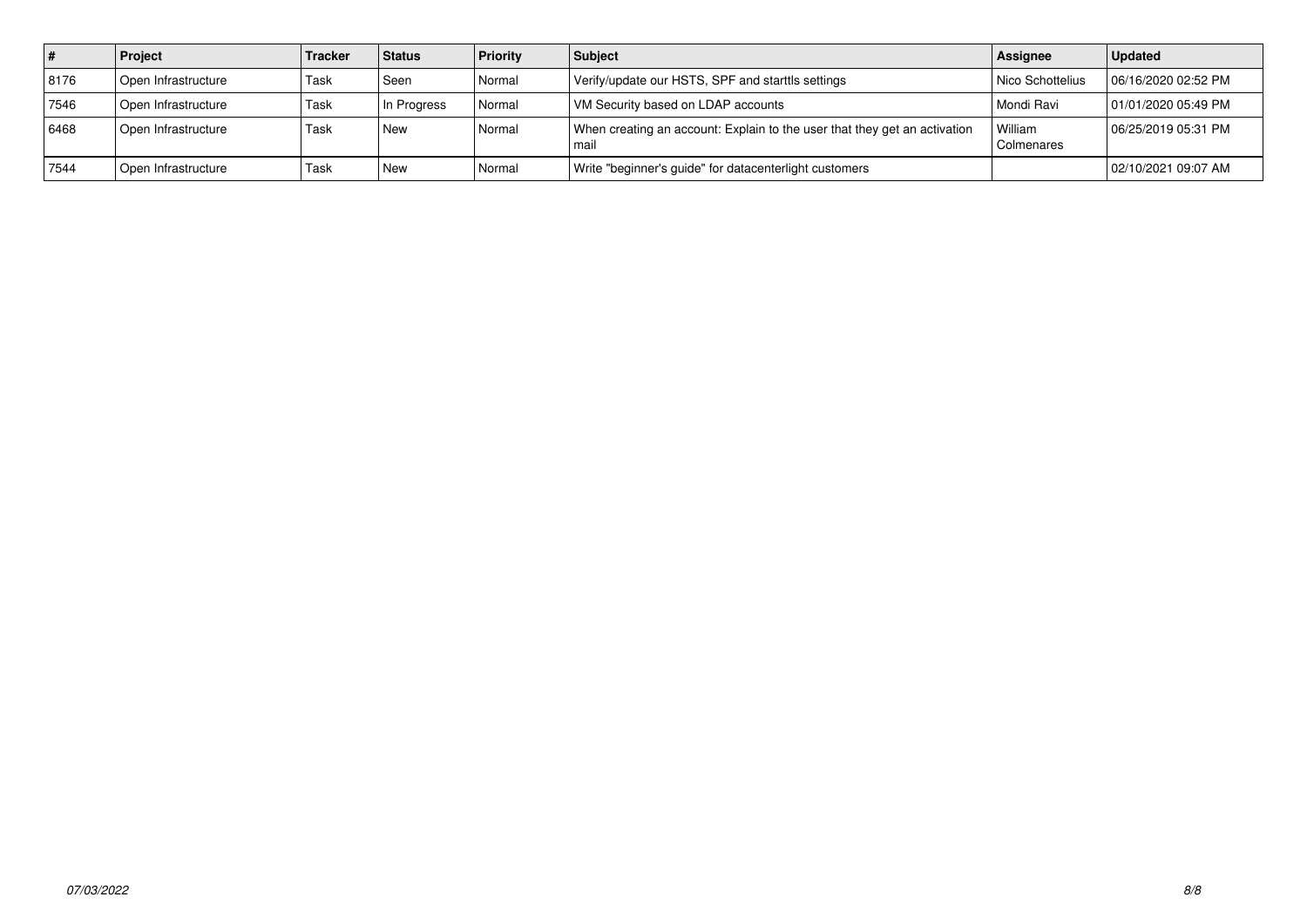| # | Project | Tracker | Status | Priority | Subject | Assignee | Updated |
|---|---|---|---|---|---|---|---|
| 8176 | Open Infrastructure | Task | Seen | Normal | Verify/update our HSTS, SPF and starttls settings | Nico Schottelius | 06/16/2020 02:52 PM |
| 7546 | Open Infrastructure | Task | In Progress | Normal | VM Security based on LDAP accounts | Mondi Ravi | 01/01/2020 05:49 PM |
| 6468 | Open Infrastructure | Task | New | Normal | When creating an account: Explain to the user that they get an activation mail | William Colmenares | 06/25/2019 05:31 PM |
| 7544 | Open Infrastructure | Task | New | Normal | Write "beginner's guide" for datacenterlight customers | | 02/10/2021 09:07 AM |